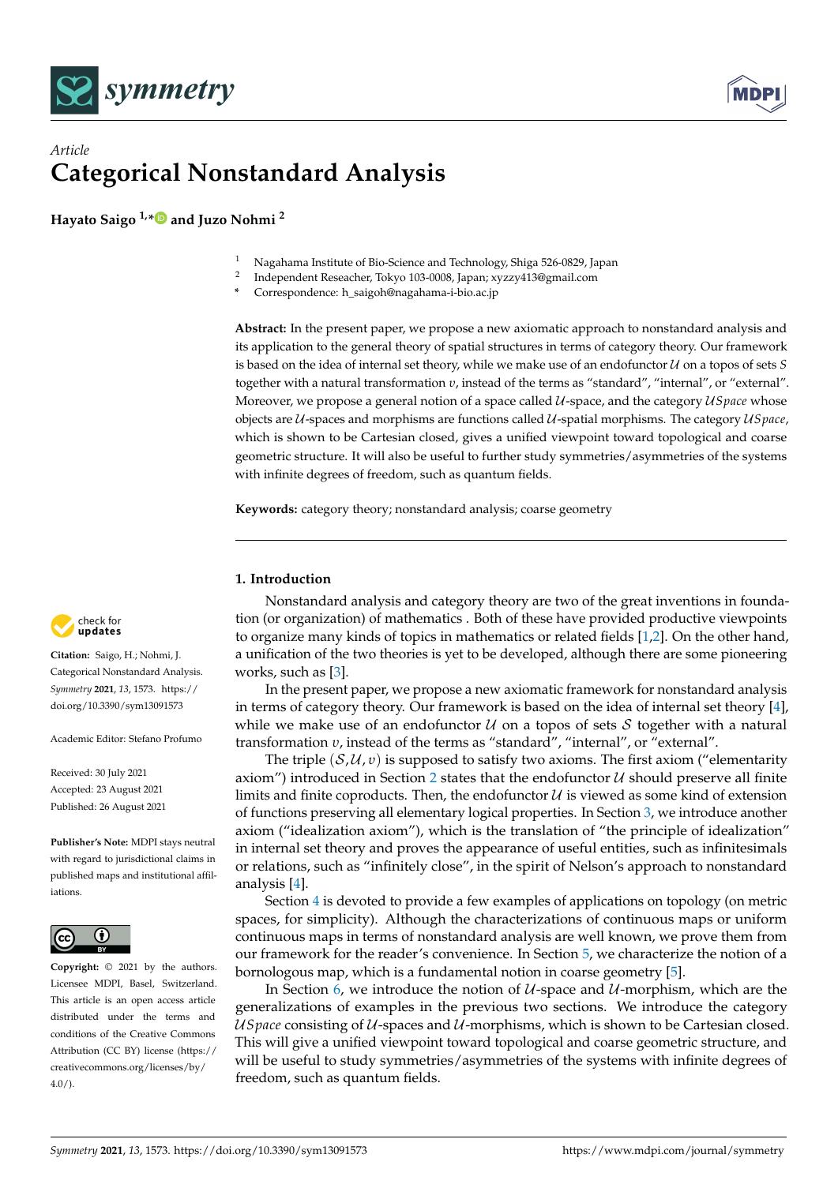*Article*

# Categorical Nonstandard Analysis

**Hayato Saigo [1,*] and Juzo Nohmi [2]**

[1] Nagahama Institute of Bio-Science and Technology, Shiga 526-0829, Japan
[2] Independent Reseacher, Tokyo 103-0008, Japan; xyzzy413@gmail.com
* Correspondence: h_saigoh@nagahama-i-bio.ac.jp

**Abstract:** In the present paper, we propose a new axiomatic approach to nonstandard analysis and its application to the general theory of spatial structures in terms of category theory. Our framework is based on the idea of internal set theory, while we make use of an endofunctor $\mathcal{U}$ on a topos of sets $S$ together with a natural transformation $v$, instead of the terms as "standard", "internal", or "external". Moreover, we propose a general notion of a space called $\mathcal{U}$-space, and the category $\mathcal{U}Space$ whose objects are $\mathcal{U}$-spaces and morphisms are functions called $\mathcal{U}$-spatial morphisms. The category $\mathcal{U}Space$, which is shown to be Cartesian closed, gives a unified viewpoint toward topological and coarse geometric structure. It will also be useful to further study symmetries/asymmetries of the systems with infinite degrees of freedom, such as quantum fields.

**Keywords:** category theory; nonstandard analysis; coarse geometry

**Citation:** Saigo, H.; Nohmi, J. Categorical Nonstandard Analysis. *Symmetry* **2021**, *13*, 1573. https://doi.org/10.3390/sym13091573

Academic Editor: Stefano Profumo

Received: 30 July 2021
Accepted: 23 August 2021
Published: 26 August 2021

**Publisher's Note:** MDPI stays neutral with regard to jurisdictional claims in published maps and institutional affiliations.

**Copyright:** © 2021 by the authors. Licensee MDPI, Basel, Switzerland. This article is an open access article distributed under the terms and conditions of the Creative Commons Attribution (CC BY) license (https://creativecommons.org/licenses/by/4.0/).

## 1. Introduction

Nonstandard analysis and category theory are two of the great inventions in foundation (or organization) of mathematics . Both of these have provided productive viewpoints to organize many kinds of topics in mathematics or related fields [1,2]. On the other hand, a unification of the two theories is yet to be developed, although there are some pioneering works, such as [3].

In the present paper, we propose a new axiomatic framework for nonstandard analysis in terms of category theory. Our framework is based on the idea of internal set theory [4], while we make use of an endofunctor $\mathcal{U}$ on a topos of sets $\mathcal{S}$ together with a natural transformation $v$, instead of the terms as "standard", "internal", or "external".

The triple $(\mathcal{S}, \mathcal{U}, v)$ is supposed to satisfy two axioms. The first axiom ("elementarity axiom") introduced in Section 2 states that the endofunctor $\mathcal{U}$ should preserve all finite limits and finite coproducts. Then, the endofunctor $\mathcal{U}$ is viewed as some kind of extension of functions preserving all elementary logical properties. In Section 3, we introduce another axiom ("idealization axiom"), which is the translation of "the principle of idealization" in internal set theory and proves the appearance of useful entities, such as infinitesimals or relations, such as "infinitely close", in the spirit of Nelson's approach to nonstandard analysis [4].

Section 4 is devoted to provide a few examples of applications on topology (on metric spaces, for simplicity). Although the characterizations of continuous maps or uniform continuous maps in terms of nonstandard analysis are well known, we prove them from our framework for the reader's convenience. In Section 5, we characterize the notion of a bornologous map, which is a fundamental notion in coarse geometry [5].

In Section 6, we introduce the notion of $\mathcal{U}$-space and $\mathcal{U}$-morphism, which are the generalizations of examples in the previous two sections. We introduce the category $\mathcal{U}Space$ consisting of $\mathcal{U}$-spaces and $\mathcal{U}$-morphisms, which is shown to be Cartesian closed. This will give a unified viewpoint toward topological and coarse geometric structure, and will be useful to study symmetries/asymmetries of the systems with infinite degrees of freedom, such as quantum fields.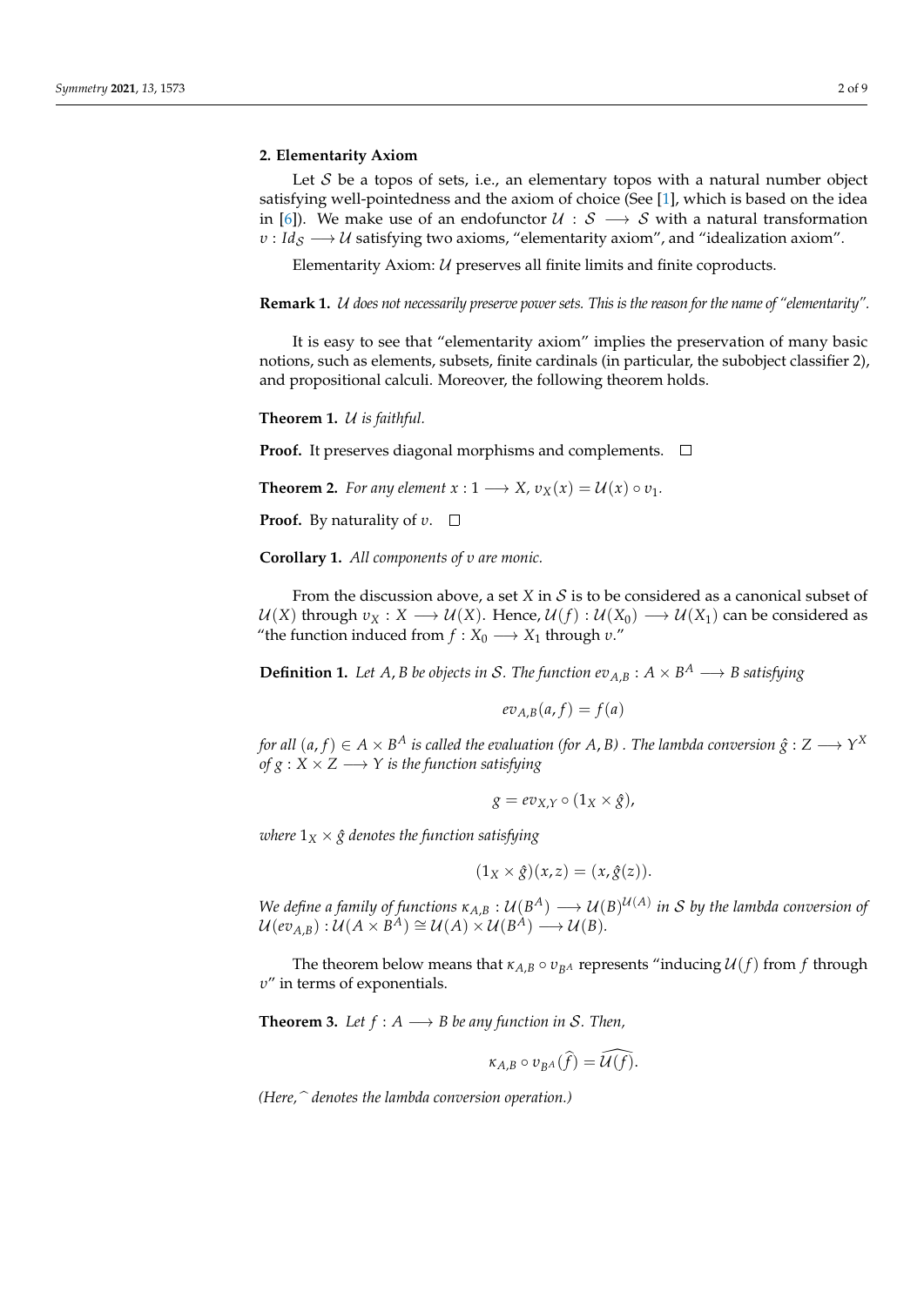## 2. Elementarity Axiom

Let $\mathcal{S}$ be a topos of sets, i.e., an elementary topos with a natural number object satisfying well-pointedness and the axiom of choice (See [1], which is based on the idea in [6]). We make use of an endofunctor $\mathcal{U} : \mathcal{S} \longrightarrow \mathcal{S}$ with a natural transformation $v : Id_{\mathcal{S}} \longrightarrow \mathcal{U}$ satisfying two axioms, "elementarity axiom", and "idealization axiom".

Elementarity Axiom: $\mathcal{U}$ preserves all finite limits and finite coproducts.

**Remark 1.** *$\mathcal{U}$ does not necessarily preserve power sets. This is the reason for the name of "elementarity".*

It is easy to see that "elementarity axiom" implies the preservation of many basic notions, such as elements, subsets, finite cardinals (in particular, the subobject classifier 2), and propositional calculi. Moreover, the following theorem holds.

**Theorem 1.** *$\mathcal{U}$ is faithful.*

**Proof.** It preserves diagonal morphisms and complements. □

**Theorem 2.** *For any element $x : 1 \longrightarrow X$, $v_X(x) = \mathcal{U}(x) \circ v_1$.*

**Proof.** By naturality of $v$. □

**Corollary 1.** *All components of $v$ are monic.*

From the discussion above, a set $X$ in $\mathcal{S}$ is to be considered as a canonical subset of $\mathcal{U}(X)$ through $v_X : X \longrightarrow \mathcal{U}(X)$. Hence, $\mathcal{U}(f) : \mathcal{U}(X_0) \longrightarrow \mathcal{U}(X_1)$ can be considered as "the function induced from $f : X_0 \longrightarrow X_1$ through $v$."

**Definition 1.** *Let $A, B$ be objects in $\mathcal{S}$. The function $ev_{A,B} : A \times B^A \longrightarrow B$ satisfying*

$$ev_{A,B}(a, f) = f(a)$$

*for all $(a, f) \in A \times B^A$ is called the evaluation (for $A, B$). The lambda conversion $\hat{g} : Z \longrightarrow Y^X$ of $g : X \times Z \longrightarrow Y$ is the function satisfying*

$$g = ev_{X,Y} \circ (1_X \times \hat{g}),$$

*where $1_X \times \hat{g}$ denotes the function satisfying*

$$(1_X \times \hat{g})(x, z) = (x, \hat{g}(z)).$$

*We define a family of functions $\kappa_{A,B} : \mathcal{U}(B^A) \longrightarrow \mathcal{U}(B)^{\mathcal{U}(A)}$ in $\mathcal{S}$ by the lambda conversion of $\mathcal{U}(ev_{A,B}) : \mathcal{U}(A \times B^A) \cong \mathcal{U}(A) \times \mathcal{U}(B^A) \longrightarrow \mathcal{U}(B)$.*

The theorem below means that $\kappa_{A,B} \circ v_{B^A}$ represents "inducing $\mathcal{U}(f)$ from $f$ through $v$" in terms of exponentials.

**Theorem 3.** *Let $f : A \longrightarrow B$ be any function in $\mathcal{S}$. Then,*

$$\kappa_{A,B} \circ v_{B^A}(\widehat{f}) = \widehat{\mathcal{U}(f)}.$$

*(Here, $\widehat{\ }$ denotes the lambda conversion operation.)*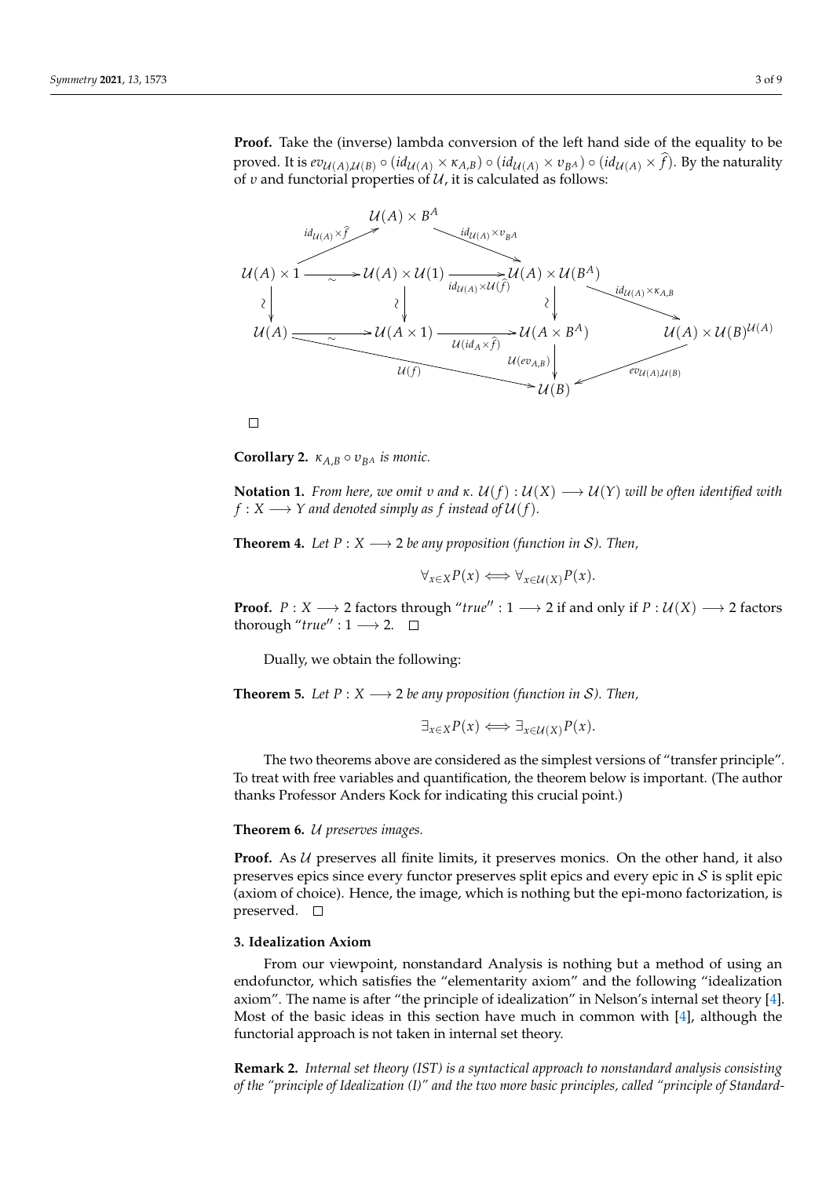**Proof.** Take the (inverse) lambda conversion of the left hand side of the equality to be proved. It is $ev_{\mathcal{U}(A)\mathcal{U}(B)} \circ (id_{\mathcal{U}(A)} \times \kappa_{A,B}) \circ (id_{\mathcal{U}(A)} \times \upsilon_{B^A}) \circ (id_{\mathcal{U}(A)} \times \widehat{f})$. By the naturality of $\upsilon$ and functorial properties of $\mathcal{U}$, it is calculated as follows:

$$
\begin{array}{ccccccc}
 & & \mathcal{U}(A) \times B^A & & & & \\
 & \nearrow^{id_{\mathcal{U}(A)} \times \widehat{f}} & & \searrow^{id_{\mathcal{U}(A)} \times \upsilon_{B^A}} & & & \\
\mathcal{U}(A) \times 1 & \xrightarrow{\sim} & \mathcal{U}(A) \times \mathcal{U}(1) & \xrightarrow[id_{\mathcal{U}(A)} \times \mathcal{U}(\widehat{f})]{} & \mathcal{U}(A) \times \mathcal{U}(B^A) & \xrightarrow{id_{\mathcal{U}(A)} \times \kappa_{A,B}} & \mathcal{U}(A) \times \mathcal{U}(B)^{\mathcal{U}(A)} \\
\wr\downarrow & & \wr\downarrow & & \wr\downarrow & & \\
\mathcal{U}(A) & \xrightarrow{\sim} & \mathcal{U}(A \times 1) & \xrightarrow[\mathcal{U}(id_A \times \widehat{f})]{} & \mathcal{U}(A \times B^A) & & \\
 & & & \searrow_{\mathcal{U}(f)} & \downarrow{\scriptstyle \mathcal{U}(ev_{A,B})} & \swarrow_{ev_{\mathcal{U}(A)\mathcal{U}(B)}} & \\
 & & & & \mathcal{U}(B) & &
\end{array}
$$

□

**Corollary 2.** *$\kappa_{A,B} \circ \upsilon_{B^A}$ is monic.*

**Notation 1.** *From here, we omit $\upsilon$ and $\kappa$. $\mathcal{U}(f) : \mathcal{U}(X) \longrightarrow \mathcal{U}(Y)$ will be often identified with $f : X \longrightarrow Y$ and denoted simply as $f$ instead of $\mathcal{U}(f)$.*

**Theorem 4.** *Let $P : X \longrightarrow 2$ be any proposition (function in $\mathcal{S}$). Then,*

$$\forall_{x \in X} P(x) \Longleftrightarrow \forall_{x \in \mathcal{U}(X)} P(x).$$

**Proof.** $P : X \longrightarrow 2$ factors through "$true$" $: 1 \longrightarrow 2$ if and only if $P : \mathcal{U}(X) \longrightarrow 2$ factors thorough "$true$" $: 1 \longrightarrow 2$. □

Dually, we obtain the following:

**Theorem 5.** *Let $P : X \longrightarrow 2$ be any proposition (function in $\mathcal{S}$). Then,*

$$\exists_{x \in X} P(x) \Longleftrightarrow \exists_{x \in \mathcal{U}(X)} P(x).$$

The two theorems above are considered as the simplest versions of "transfer principle". To treat with free variables and quantification, the theorem below is important. (The author thanks Professor Anders Kock for indicating this crucial point.)

**Theorem 6.** *$\mathcal{U}$ preserves images.*

**Proof.** As $\mathcal{U}$ preserves all finite limits, it preserves monics. On the other hand, it also preserves epics since every functor preserves split epics and every epic in $\mathcal{S}$ is split epic (axiom of choice). Hence, the image, which is nothing but the epi-mono factorization, is preserved. □

## 3. Idealization Axiom

From our viewpoint, nonstandard Analysis is nothing but a method of using an endofunctor, which satisfies the "elementarity axiom" and the following "idealization axiom". The name is after "the principle of idealization" in Nelson's internal set theory [4]. Most of the basic ideas in this section have much in common with [4], although the functorial approach is not taken in internal set theory.

**Remark 2.** *Internal set theory (IST) is a syntactical approach to nonstandard analysis consisting of the "principle of Idealization (I)" and the two more basic principles, called "principle of Standard-*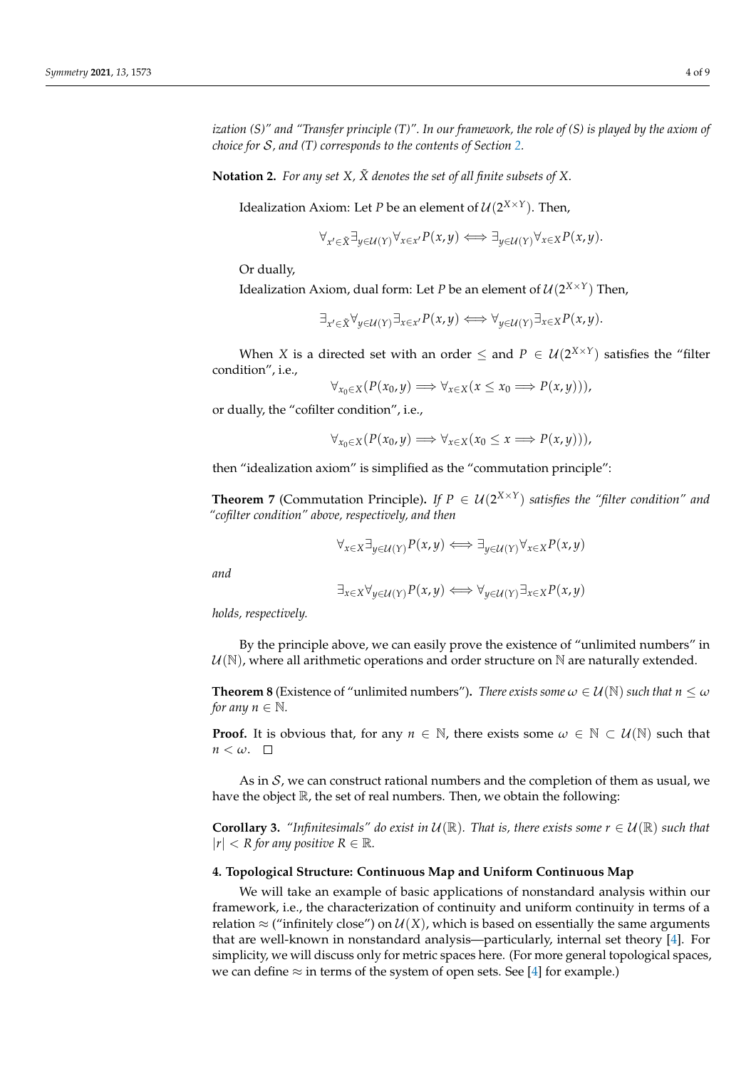*ization (S)" and "Transfer principle (T)". In our framework, the role of (S) is played by the axiom of choice for $\mathcal{S}$, and (T) corresponds to the contents of Section 2.*

**Notation 2.** *For any set $X$, $\tilde{X}$ denotes the set of all finite subsets of $X$.*

Idealization Axiom: Let $P$ be an element of $\mathcal{U}(2^{X\times Y})$. Then,

$$\forall_{x'\in\tilde{X}}\exists_{y\in\mathcal{U}(Y)}\forall_{x\in x'}P(x,y) \iff \exists_{y\in\mathcal{U}(Y)}\forall_{x\in X}P(x,y).$$

Or dually,

Idealization Axiom, dual form: Let $P$ be an element of $\mathcal{U}(2^{X\times Y})$ Then,

$$\exists_{x'\in\tilde{X}}\forall_{y\in\mathcal{U}(Y)}\exists_{x\in x'}P(x,y) \iff \forall_{y\in\mathcal{U}(Y)}\exists_{x\in X}P(x,y).$$

When $X$ is a directed set with an order $\leq$ and $P \in \mathcal{U}(2^{X\times Y})$ satisfies the "filter condition", i.e.,

$$\forall_{x_0\in X}(P(x_0,y) \implies \forall_{x\in X}(x \leq x_0 \implies P(x,y))),$$

or dually, the "cofilter condition", i.e.,

$$\forall_{x_0\in X}(P(x_0,y) \implies \forall_{x\in X}(x_0 \leq x \implies P(x,y))),$$

then "idealization axiom" is simplified as the "commutation principle":

**Theorem 7** (Commutation Principle)**.** *If $P \in \mathcal{U}(2^{X\times Y})$ satisfies the "filter condition" and "cofilter condition" above, respectively, and then*

$$\forall_{x\in X}\exists_{y\in\mathcal{U}(Y)}P(x,y) \iff \exists_{y\in\mathcal{U}(Y)}\forall_{x\in X}P(x,y)$$

*and*

$$\exists_{x\in X}\forall_{y\in\mathcal{U}(Y)}P(x,y) \iff \forall_{y\in\mathcal{U}(Y)}\exists_{x\in X}P(x,y)$$

*holds, respectively.*

By the principle above, we can easily prove the existence of "unlimited numbers" in $\mathcal{U}(\mathbb{N})$, where all arithmetic operations and order structure on $\mathbb{N}$ are naturally extended.

**Theorem 8** (Existence of "unlimited numbers")**.** *There exists some $\omega \in \mathcal{U}(\mathbb{N})$ such that $n \leq \omega$ for any $n \in \mathbb{N}$.*

**Proof.** It is obvious that, for any $n \in \mathbb{N}$, there exists some $\omega \in \mathbb{N} \subset \mathcal{U}(\mathbb{N})$ such that $n < \omega$. □

As in $\mathcal{S}$, we can construct rational numbers and the completion of them as usual, we have the object $\mathbb{R}$, the set of real numbers. Then, we obtain the following:

**Corollary 3.** *"Infinitesimals" do exist in $\mathcal{U}(\mathbb{R})$. That is, there exists some $r \in \mathcal{U}(\mathbb{R})$ such that $|r| < R$ for any positive $R \in \mathbb{R}$.*

## 4. Topological Structure: Continuous Map and Uniform Continuous Map

We will take an example of basic applications of nonstandard analysis within our framework, i.e., the characterization of continuity and uniform continuity in terms of a relation $\approx$ ("infinitely close") on $\mathcal{U}(X)$, which is based on essentially the same arguments that are well-known in nonstandard analysis—particularly, internal set theory [4]. For simplicity, we will discuss only for metric spaces here. (For more general topological spaces, we can define $\approx$ in terms of the system of open sets. See [4] for example.)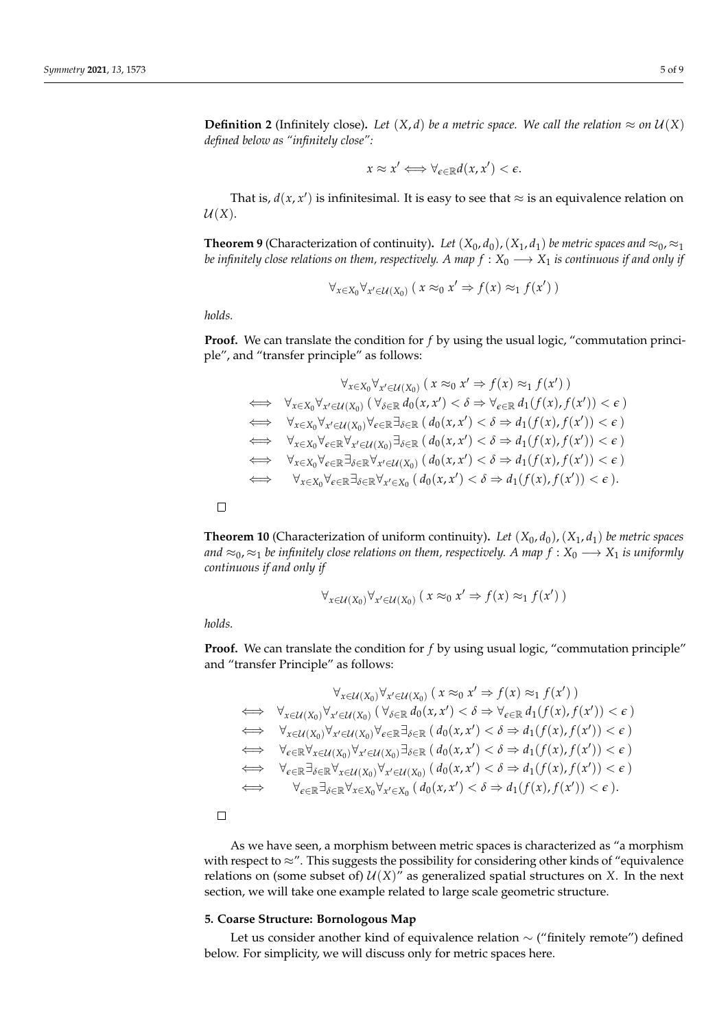**Definition 2** (Infinitely close)**.** *Let $(X, d)$ be a metric space. We call the relation $\approx$ on $\mathcal{U}(X)$ defined below as "infinitely close":*

$$x \approx x' \iff \forall_{\epsilon \in \mathbb{R}} d(x, x') < \epsilon.$$

That is, $d(x, x')$ is infinitesimal. It is easy to see that $\approx$ is an equivalence relation on $\mathcal{U}(X)$.

**Theorem 9** (Characterization of continuity)**.** *Let $(X_0, d_0)$, $(X_1, d_1)$ be metric spaces and $\approx_0, \approx_1$ be infinitely close relations on them, respectively. A map $f : X_0 \longrightarrow X_1$ is continuous if and only if*

$$\forall_{x \in X_0} \forall_{x' \in \mathcal{U}(X_0)} \, (\, x \approx_0 x' \Rightarrow f(x) \approx_1 f(x') \,)$$

*holds.*

**Proof.** We can translate the condition for $f$ by using the usual logic, "commutation principle", and "transfer principle" as follows:

$$\begin{aligned}
& \forall_{x \in X_0} \forall_{x' \in \mathcal{U}(X_0)} \, (\, x \approx_0 x' \Rightarrow f(x) \approx_1 f(x') \,) \\
\iff \quad & \forall_{x \in X_0} \forall_{x' \in \mathcal{U}(X_0)} \, (\, \forall_{\delta \in \mathbb{R}} \, d_0(x, x') < \delta \Rightarrow \forall_{\epsilon \in \mathbb{R}} \, d_1(f(x), f(x')) < \epsilon \,) \\
\iff \quad & \forall_{x \in X_0} \forall_{x' \in \mathcal{U}(X_0)} \forall_{\epsilon \in \mathbb{R}} \exists_{\delta \in \mathbb{R}} \, (\, d_0(x, x') < \delta \Rightarrow d_1(f(x), f(x')) < \epsilon \,) \\
\iff \quad & \forall_{x \in X_0} \forall_{\epsilon \in \mathbb{R}} \forall_{x' \in \mathcal{U}(X_0)} \exists_{\delta \in \mathbb{R}} \, (\, d_0(x, x') < \delta \Rightarrow d_1(f(x), f(x')) < \epsilon \,) \\
\iff \quad & \forall_{x \in X_0} \forall_{\epsilon \in \mathbb{R}} \exists_{\delta \in \mathbb{R}} \forall_{x' \in \mathcal{U}(X_0)} \, (\, d_0(x, x') < \delta \Rightarrow d_1(f(x), f(x')) < \epsilon \,) \\
\iff \quad & \forall_{x \in X_0} \forall_{\epsilon \in \mathbb{R}} \exists_{\delta \in \mathbb{R}} \forall_{x' \in X_0} \, (\, d_0(x, x') < \delta \Rightarrow d_1(f(x), f(x')) < \epsilon \,).
\end{aligned}$$

□

**Theorem 10** (Characterization of uniform continuity)**.** *Let $(X_0, d_0)$, $(X_1, d_1)$ be metric spaces and $\approx_0, \approx_1$ be infinitely close relations on them, respectively. A map $f : X_0 \longrightarrow X_1$ is uniformly continuous if and only if*

$$\forall_{x \in \mathcal{U}(X_0)} \forall_{x' \in \mathcal{U}(X_0)} \, (\, x \approx_0 x' \Rightarrow f(x) \approx_1 f(x') \,)$$

*holds.*

**Proof.** We can translate the condition for $f$ by using usual logic, "commutation principle" and "transfer Principle" as follows:

$$\begin{aligned}
& \forall_{x \in \mathcal{U}(X_0)} \forall_{x' \in \mathcal{U}(X_0)} \, (\, x \approx_0 x' \Rightarrow f(x) \approx_1 f(x') \,) \\
\iff \quad & \forall_{x \in \mathcal{U}(X_0)} \forall_{x' \in \mathcal{U}(X_0)} \, (\, \forall_{\delta \in \mathbb{R}} \, d_0(x, x') < \delta \Rightarrow \forall_{\epsilon \in \mathbb{R}} \, d_1(f(x), f(x')) < \epsilon \,) \\
\iff \quad & \forall_{x \in \mathcal{U}(X_0)} \forall_{x' \in \mathcal{U}(X_0)} \forall_{\epsilon \in \mathbb{R}} \exists_{\delta \in \mathbb{R}} \, (\, d_0(x, x') < \delta \Rightarrow d_1(f(x), f(x')) < \epsilon \,) \\
\iff \quad & \forall_{\epsilon \in \mathbb{R}} \forall_{x \in \mathcal{U}(X_0)} \forall_{x' \in \mathcal{U}(X_0)} \exists_{\delta \in \mathbb{R}} \, (\, d_0(x, x') < \delta \Rightarrow d_1(f(x), f(x')) < \epsilon \,) \\
\iff \quad & \forall_{\epsilon \in \mathbb{R}} \exists_{\delta \in \mathbb{R}} \forall_{x \in \mathcal{U}(X_0)} \forall_{x' \in \mathcal{U}(X_0)} \, (\, d_0(x, x') < \delta \Rightarrow d_1(f(x), f(x')) < \epsilon \,) \\
\iff \quad & \forall_{\epsilon \in \mathbb{R}} \exists_{\delta \in \mathbb{R}} \forall_{x \in X_0} \forall_{x' \in X_0} \, (\, d_0(x, x') < \delta \Rightarrow d_1(f(x), f(x')) < \epsilon \,).
\end{aligned}$$

□

As we have seen, a morphism between metric spaces is characterized as "a morphism with respect to $\approx$". This suggests the possibility for considering other kinds of "equivalence relations on (some subset of) $\mathcal{U}(X)$" as generalized spatial structures on $X$. In the next section, we will take one example related to large scale geometric structure.

## 5. Coarse Structure: Bornologous Map

Let us consider another kind of equivalence relation $\sim$ ("finitely remote") defined below. For simplicity, we will discuss only for metric spaces here.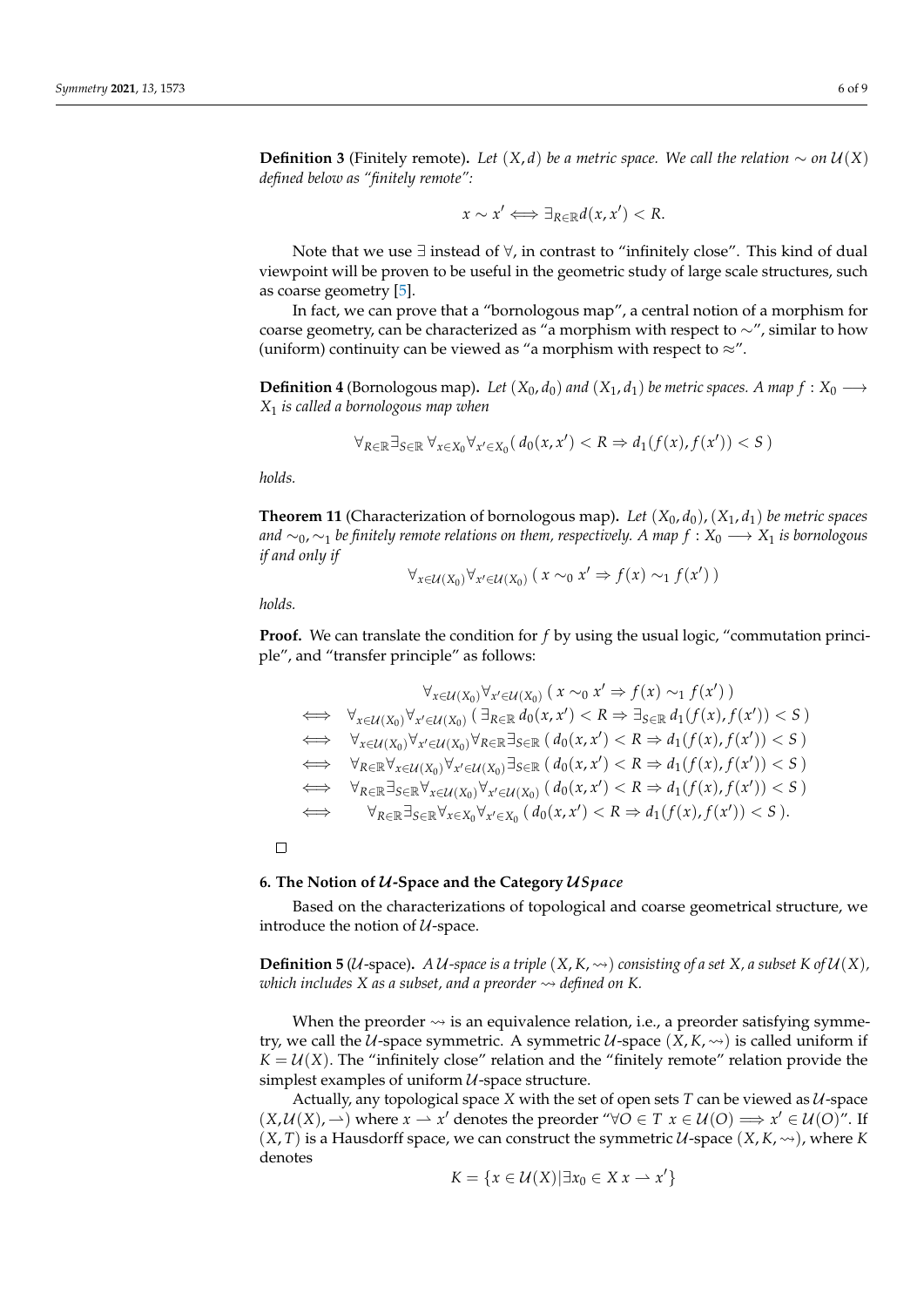**Definition 3** (Finitely remote)**.** *Let $(X, d)$ be a metric space. We call the relation $\sim$ on $\mathcal{U}(X)$ defined below as "finitely remote":*

$$x \sim x' \iff \exists_{R \in \mathbb{R}} d(x, x') < R.$$

Note that we use $\exists$ instead of $\forall$, in contrast to "infinitely close". This kind of dual viewpoint will be proven to be useful in the geometric study of large scale structures, such as coarse geometry [5].

In fact, we can prove that a "bornologous map", a central notion of a morphism for coarse geometry, can be characterized as "a morphism with respect to $\sim$", similar to how (uniform) continuity can be viewed as "a morphism with respect to $\approx$".

**Definition 4** (Bornologous map)**.** *Let $(X_0, d_0)$ and $(X_1, d_1)$ be metric spaces. A map $f : X_0 \longrightarrow X_1$ is called a bornologous map when*

$$\forall_{R \in \mathbb{R}} \exists_{S \in \mathbb{R}} \forall_{x \in X_0} \forall_{x' \in X_0} (\, d_0(x, x') < R \Rightarrow d_1(f(x), f(x')) < S \,)$$

*holds.*

**Theorem 11** (Characterization of bornologous map)**.** *Let $(X_0, d_0), (X_1, d_1)$ be metric spaces and $\sim_0, \sim_1$ be finitely remote relations on them, respectively. A map $f : X_0 \longrightarrow X_1$ is bornologous if and only if*

$$\forall_{x \in \mathcal{U}(X_0)} \forall_{x' \in \mathcal{U}(X_0)} (\, x \sim_0 x' \Rightarrow f(x) \sim_1 f(x') \,)$$

*holds.*

**Proof.** We can translate the condition for $f$ by using the usual logic, "commutation principle", and "transfer principle" as follows:

$$\begin{aligned}
& \forall_{x \in \mathcal{U}(X_0)} \forall_{x' \in \mathcal{U}(X_0)} (\, x \sim_0 x' \Rightarrow f(x) \sim_1 f(x') \,) \\
\iff \quad & \forall_{x \in \mathcal{U}(X_0)} \forall_{x' \in \mathcal{U}(X_0)} (\, \exists_{R \in \mathbb{R}} d_0(x, x') < R \Rightarrow \exists_{S \in \mathbb{R}} d_1(f(x), f(x')) < S \,) \\
\iff \quad & \forall_{x \in \mathcal{U}(X_0)} \forall_{x' \in \mathcal{U}(X_0)} \forall_{R \in \mathbb{R}} \exists_{S \in \mathbb{R}} (\, d_0(x, x') < R \Rightarrow d_1(f(x), f(x')) < S \,) \\
\iff \quad & \forall_{R \in \mathbb{R}} \forall_{x \in \mathcal{U}(X_0)} \forall_{x' \in \mathcal{U}(X_0)} \exists_{S \in \mathbb{R}} (\, d_0(x, x') < R \Rightarrow d_1(f(x), f(x')) < S \,) \\
\iff \quad & \forall_{R \in \mathbb{R}} \exists_{S \in \mathbb{R}} \forall_{x \in \mathcal{U}(X_0)} \forall_{x' \in \mathcal{U}(X_0)} (\, d_0(x, x') < R \Rightarrow d_1(f(x), f(x')) < S \,) \\
\iff \quad & \forall_{R \in \mathbb{R}} \exists_{S \in \mathbb{R}} \forall_{x \in X_0} \forall_{x' \in X_0} (\, d_0(x, x') < R \Rightarrow d_1(f(x), f(x')) < S \,).
\end{aligned}$$

□

## 6. The Notion of $\mathcal{U}$-Space and the Category $\mathcal{U}Space$

Based on the characterizations of topological and coarse geometrical structure, we introduce the notion of $\mathcal{U}$-space.

**Definition 5** ($\mathcal{U}$-space)**.** *A $\mathcal{U}$-space is a triple $(X, K, \rightsquigarrow)$ consisting of a set $X$, a subset $K$ of $\mathcal{U}(X)$, which includes $X$ as a subset, and a preorder $\rightsquigarrow$ defined on $K$.*

When the preorder $\rightsquigarrow$ is an equivalence relation, i.e., a preorder satisfying symmetry, we call the $\mathcal{U}$-space symmetric. A symmetric $\mathcal{U}$-space $(X, K, \rightsquigarrow)$ is called uniform if $K = \mathcal{U}(X)$. The "infinitely close" relation and the "finitely remote" relation provide the simplest examples of uniform $\mathcal{U}$-space structure.

Actually, any topological space $X$ with the set of open sets $T$ can be viewed as $\mathcal{U}$-space $(X, \mathcal{U}(X), \rightharpoonup)$ where $x \rightharpoonup x'$ denotes the preorder "$\forall O \in T \; x \in \mathcal{U}(O) \Longrightarrow x' \in \mathcal{U}(O)$". If $(X, T)$ is a Hausdorff space, we can construct the symmetric $\mathcal{U}$-space $(X, K, \rightsquigarrow)$, where $K$ denotes

$$K = \{x \in \mathcal{U}(X) | \exists x_0 \in X \; x \rightharpoonup x'\}$$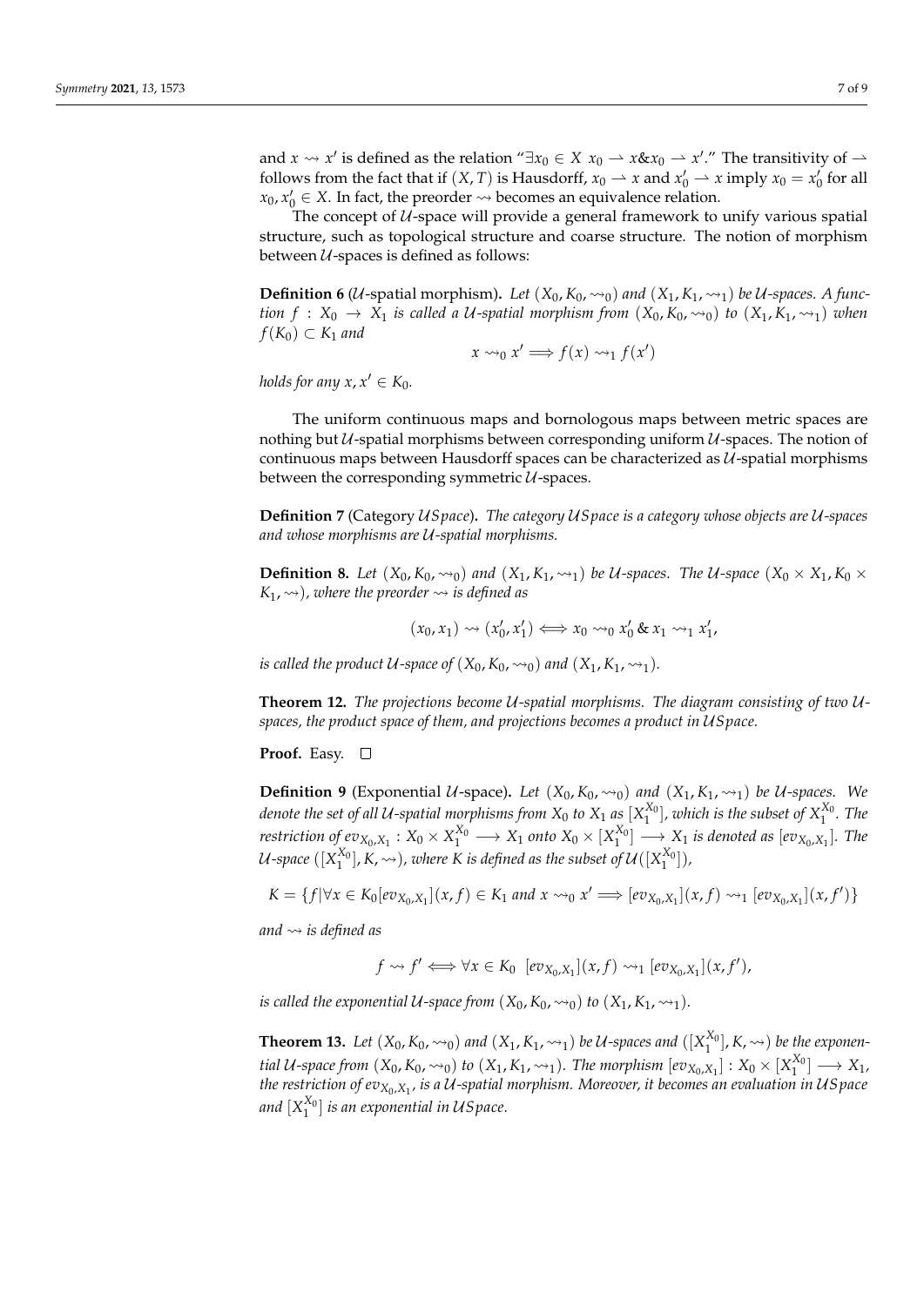and $x \rightsquigarrow x'$ is defined as the relation "$\exists x_0 \in X\ x_0 \rightharpoonup x \& x_0 \rightharpoonup x'$." The transitivity of $\rightharpoonup$ follows from the fact that if $(X, T)$ is Hausdorff, $x_0 \rightharpoonup x$ and $x_0' \rightharpoonup x$ imply $x_0 = x_0'$ for all $x_0, x_0' \in X$. In fact, the preorder $\rightsquigarrow$ becomes an equivalence relation.

The concept of $\mathcal{U}$-space will provide a general framework to unify various spatial structure, such as topological structure and coarse structure. The notion of morphism between $\mathcal{U}$-spaces is defined as follows:

**Definition 6** ($\mathcal{U}$-spatial morphism)**.** *Let $(X_0, K_0, \rightsquigarrow_0)$ and $(X_1, K_1, \rightsquigarrow_1)$ be $\mathcal{U}$-spaces. A function $f : X_0 \to X_1$ is called a $\mathcal{U}$-spatial morphism from $(X_0, K_0, \rightsquigarrow_0)$ to $(X_1, K_1, \rightsquigarrow_1)$ when $f(K_0) \subset K_1$ and*

$$x \rightsquigarrow_0 x' \Longrightarrow f(x) \rightsquigarrow_1 f(x')$$

*holds for any $x, x' \in K_0$.*

The uniform continuous maps and bornologous maps between metric spaces are nothing but $\mathcal{U}$-spatial morphisms between corresponding uniform $\mathcal{U}$-spaces. The notion of continuous maps between Hausdorff spaces can be characterized as $\mathcal{U}$-spatial morphisms between the corresponding symmetric $\mathcal{U}$-spaces.

**Definition 7** (Category $\mathcal{U}Space$)**.** *The category $\mathcal{U}Space$ is a category whose objects are $\mathcal{U}$-spaces and whose morphisms are $\mathcal{U}$-spatial morphisms.*

**Definition 8.** *Let $(X_0, K_0, \rightsquigarrow_0)$ and $(X_1, K_1, \rightsquigarrow_1)$ be $\mathcal{U}$-spaces. The $\mathcal{U}$-space $(X_0 \times X_1, K_0 \times K_1, \rightsquigarrow)$, where the preorder $\rightsquigarrow$ is defined as*

$$(x_0, x_1) \rightsquigarrow (x_0', x_1') \Longleftrightarrow x_0 \rightsquigarrow_0 x_0' \,\&\, x_1 \rightsquigarrow_1 x_1',$$

*is called the product $\mathcal{U}$-space of $(X_0, K_0, \rightsquigarrow_0)$ and $(X_1, K_1, \rightsquigarrow_1)$.*

**Theorem 12.** *The projections become $\mathcal{U}$-spatial morphisms. The diagram consisting of two $\mathcal{U}$-spaces, the product space of them, and projections becomes a product in $\mathcal{U}Space$.*

**Proof.** Easy. □

**Definition 9** (Exponential $\mathcal{U}$-space)**.** *Let $(X_0, K_0, \rightsquigarrow_0)$ and $(X_1, K_1, \rightsquigarrow_1)$ be $\mathcal{U}$-spaces. We denote the set of all $\mathcal{U}$-spatial morphisms from $X_0$ to $X_1$ as $[X_1^{X_0}]$, which is the subset of $X_1^{X_0}$. The restriction of $ev_{X_0,X_1} : X_0 \times X_1^{X_0} \longrightarrow X_1$ onto $X_0 \times [X_1^{X_0}] \longrightarrow X_1$ is denoted as $[ev_{X_0,X_1}]$. The $\mathcal{U}$-space $([X_1^{X_0}], K, \rightsquigarrow)$, where $K$ is defined as the subset of $\mathcal{U}([X_1^{X_0}])$,*

$$K = \{f | \forall x \in K_0 [ev_{X_0,X_1}](x, f) \in K_1 \text{ and } x \rightsquigarrow_0 x' \Longrightarrow [ev_{X_0,X_1}](x, f) \rightsquigarrow_1 [ev_{X_0,X_1}](x, f')\}$$

*and $\rightsquigarrow$ is defined as*

$$f \rightsquigarrow f' \Longleftrightarrow \forall x \in K_0 \ \ [ev_{X_0,X_1}](x, f) \rightsquigarrow_1 [ev_{X_0,X_1}](x, f'),$$

*is called the exponential $\mathcal{U}$-space from $(X_0, K_0, \rightsquigarrow_0)$ to $(X_1, K_1, \rightsquigarrow_1)$.*

**Theorem 13.** *Let $(X_0, K_0, \rightsquigarrow_0)$ and $(X_1, K_1, \rightsquigarrow_1)$ be $\mathcal{U}$-spaces and $([X_1^{X_0}], K, \rightsquigarrow)$ be the exponential $\mathcal{U}$-space from $(X_0, K_0, \rightsquigarrow_0)$ to $(X_1, K_1, \rightsquigarrow_1)$. The morphism $[ev_{X_0,X_1}] : X_0 \times [X_1^{X_0}] \longrightarrow X_1$, the restriction of $ev_{X_0,X_1}$, is a $\mathcal{U}$-spatial morphism. Moreover, it becomes an evaluation in $\mathcal{U}Space$ and $[X_1^{X_0}]$ is an exponential in $\mathcal{U}Space$.*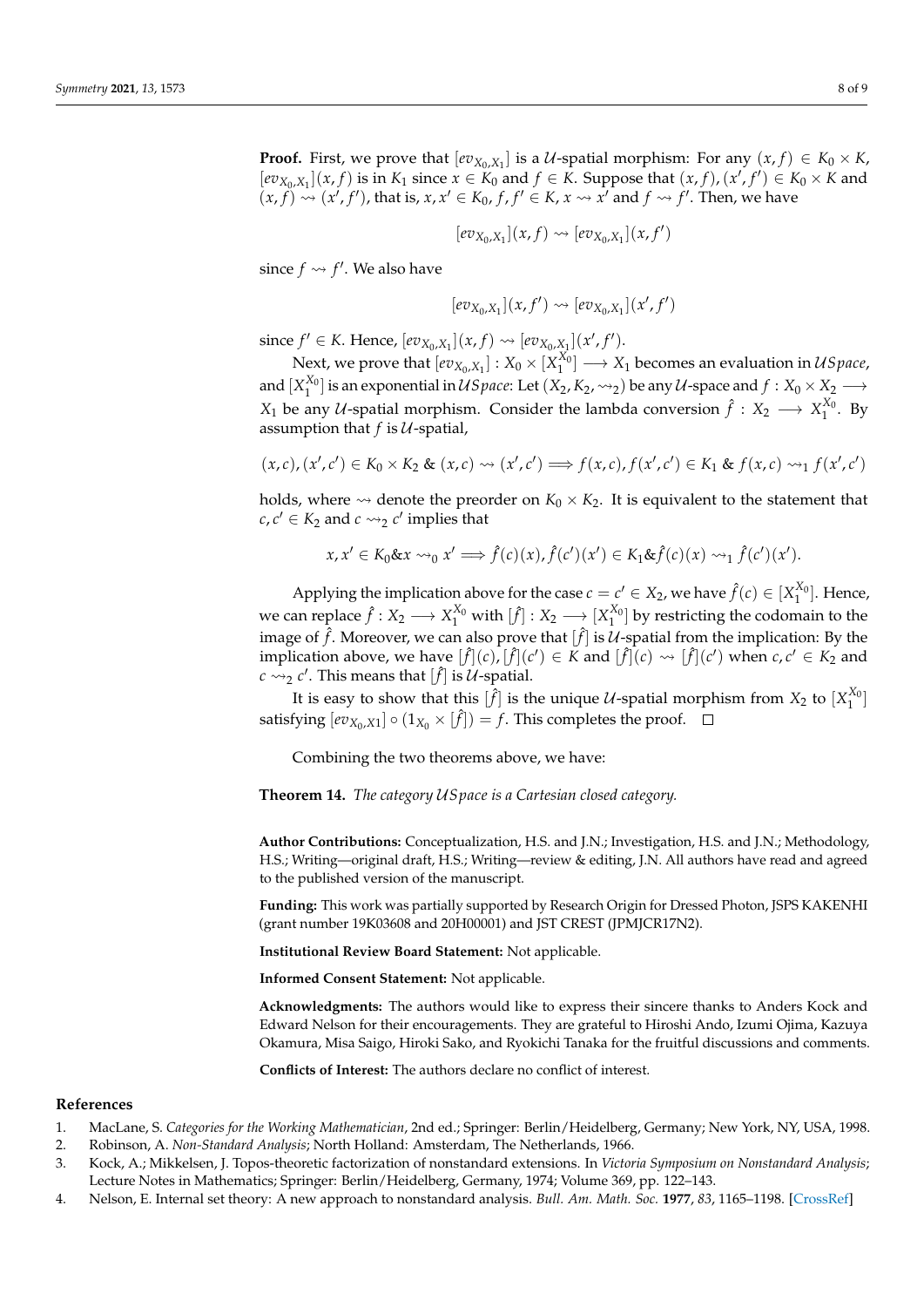**Proof.** First, we prove that $[ev_{X_0,X_1}]$ is a $\mathcal{U}$-spatial morphism: For any $(x,f) \in K_0 \times K$, $[ev_{X_0,X_1}](x,f)$ is in $K_1$ since $x \in K_0$ and $f \in K$. Suppose that $(x,f),(x',f') \in K_0 \times K$ and $(x,f) \rightsquigarrow (x',f')$, that is, $x, x' \in K_0$, $f, f' \in K$, $x \rightsquigarrow x'$ and $f \rightsquigarrow f'$. Then, we have

$$[ev_{X_0,X_1}](x,f) \rightsquigarrow [ev_{X_0,X_1}](x,f')$$

since $f \rightsquigarrow f'$. We also have

$$[ev_{X_0,X_1}](x,f') \rightsquigarrow [ev_{X_0,X_1}](x',f')$$

since $f' \in K$. Hence, $[ev_{X_0,X_1}](x,f) \rightsquigarrow [ev_{X_0,X_1}](x',f')$.

Next, we prove that $[ev_{X_0,X_1}] : X_0 \times [X_1^{X_0}] \longrightarrow X_1$ becomes an evaluation in $\mathcal{U}Space$, and $[X_1^{X_0}]$ is an exponential in $\mathcal{U}Space$: Let $(X_2, K_2, \rightsquigarrow_2)$ be any $\mathcal{U}$-space and $f : X_0 \times X_2 \longrightarrow X_1$ be any $\mathcal{U}$-spatial morphism. Consider the lambda conversion $\hat{f} : X_2 \longrightarrow X_1^{X_0}$. By assumption that $f$ is $\mathcal{U}$-spatial,

$$(x,c),(x',c') \in K_0 \times K_2 \;\&\; (x,c) \rightsquigarrow (x',c') \Longrightarrow f(x,c), f(x',c') \in K_1 \;\&\; f(x,c) \rightsquigarrow_1 f(x',c')$$

holds, where $\rightsquigarrow$ denote the preorder on $K_0 \times K_2$. It is equivalent to the statement that $c, c' \in K_2$ and $c \rightsquigarrow_2 c'$ implies that

$$x, x' \in K_0 \& x \rightsquigarrow_0 x' \Longrightarrow \hat{f}(c)(x), \hat{f}(c')(x') \in K_1 \& \hat{f}(c)(x) \rightsquigarrow_1 \hat{f}(c')(x').$$

Applying the implication above for the case $c = c' \in X_2$, we have $\hat{f}(c) \in [X_1^{X_0}]$. Hence, we can replace $\hat{f} : X_2 \longrightarrow X_1^{X_0}$ with $[\hat{f}] : X_2 \longrightarrow [X_1^{X_0}]$ by restricting the codomain to the image of $\hat{f}$. Moreover, we can also prove that $[\hat{f}]$ is $\mathcal{U}$-spatial from the implication: By the implication above, we have $[\hat{f}](c), [\hat{f}](c') \in K$ and $[\hat{f}](c) \rightsquigarrow [\hat{f}](c')$ when $c, c' \in K_2$ and $c \rightsquigarrow_2 c'$. This means that $[\hat{f}]$ is $\mathcal{U}$-spatial.

It is easy to show that this $[\hat{f}]$ is the unique $\mathcal{U}$-spatial morphism from $X_2$ to $[X_1^{X_0}]$ satisfying $[ev_{X_0,X1}] \circ (1_{X_0} \times [\hat{f}]) = f$. This completes the proof. □

Combining the two theorems above, we have:

**Theorem 14.** *The category $\mathcal{U}Space$ is a Cartesian closed category.*

**Author Contributions:** Conceptualization, H.S. and J.N.; Investigation, H.S. and J.N.; Methodology, H.S.; Writing—original draft, H.S.; Writing—review & editing, J.N. All authors have read and agreed to the published version of the manuscript.

**Funding:** This work was partially supported by Research Origin for Dressed Photon, JSPS KAKENHI (grant number 19K03608 and 20H00001) and JST CREST (JPMJCR17N2).

**Institutional Review Board Statement:** Not applicable.

**Informed Consent Statement:** Not applicable.

**Acknowledgments:** The authors would like to express their sincere thanks to Anders Kock and Edward Nelson for their encouragements. They are grateful to Hiroshi Ando, Izumi Ojima, Kazuya Okamura, Misa Saigo, Hiroki Sako, and Ryokichi Tanaka for the fruitful discussions and comments.

**Conflicts of Interest:** The authors declare no conflict of interest.

## References

1. MacLane, S. *Categories for the Working Mathematician*, 2nd ed.; Springer: Berlin/Heidelberg, Germany; New York, NY, USA, 1998.
2. Robinson, A. *Non-Standard Analysis*; North Holland: Amsterdam, The Netherlands, 1966.
3. Kock, A.; Mikkelsen, J. Topos-theoretic factorization of nonstandard extensions. In *Victoria Symposium on Nonstandard Analysis*; Lecture Notes in Mathematics; Springer: Berlin/Heidelberg, Germany, 1974; Volume 369, pp. 122–143.
4. Nelson, E. Internal set theory: A new approach to nonstandard analysis. *Bull. Am. Math. Soc.* **1977**, *83*, 1165–1198. [CrossRef]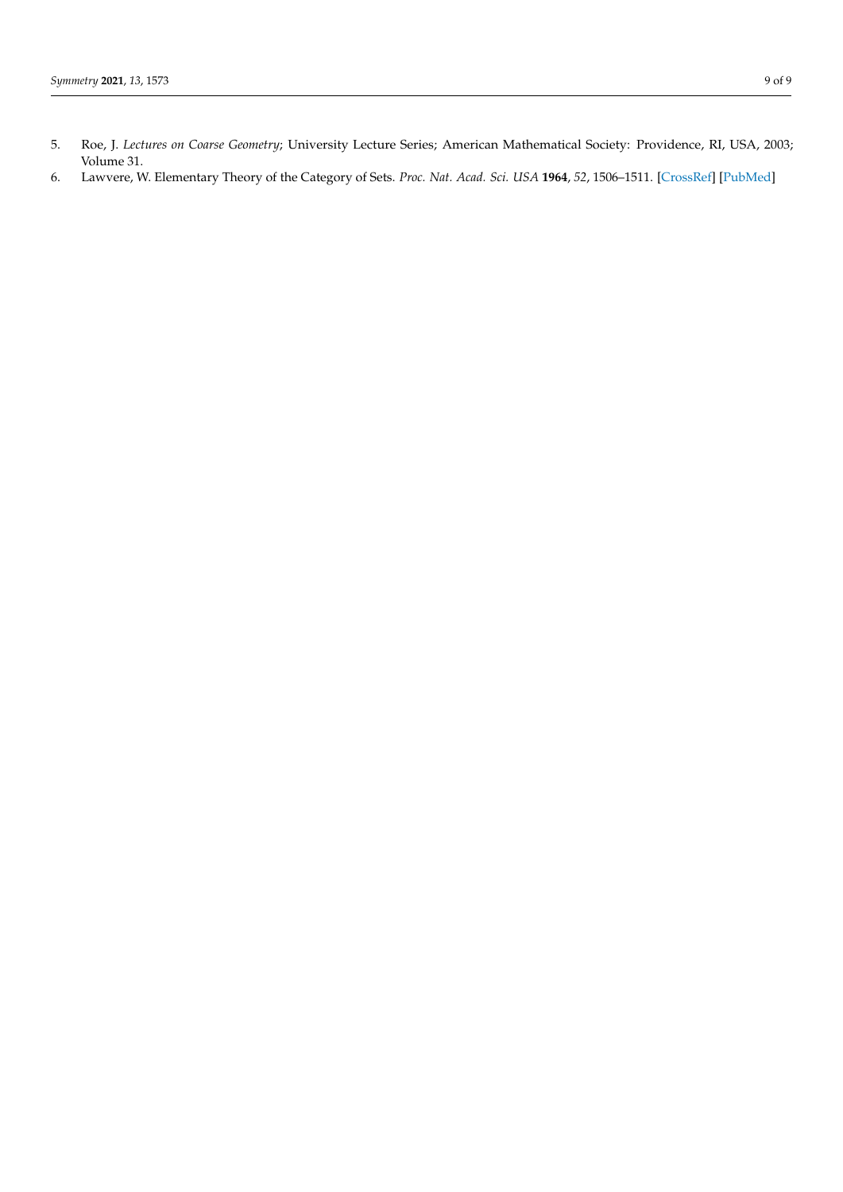5. Roe, J. *Lectures on Coarse Geometry*; University Lecture Series; American Mathematical Society: Providence, RI, USA, 2003; Volume 31.
6. Lawvere, W. Elementary Theory of the Category of Sets. *Proc. Nat. Acad. Sci. USA* **1964**, *52*, 1506–1511. [CrossRef] [PubMed]